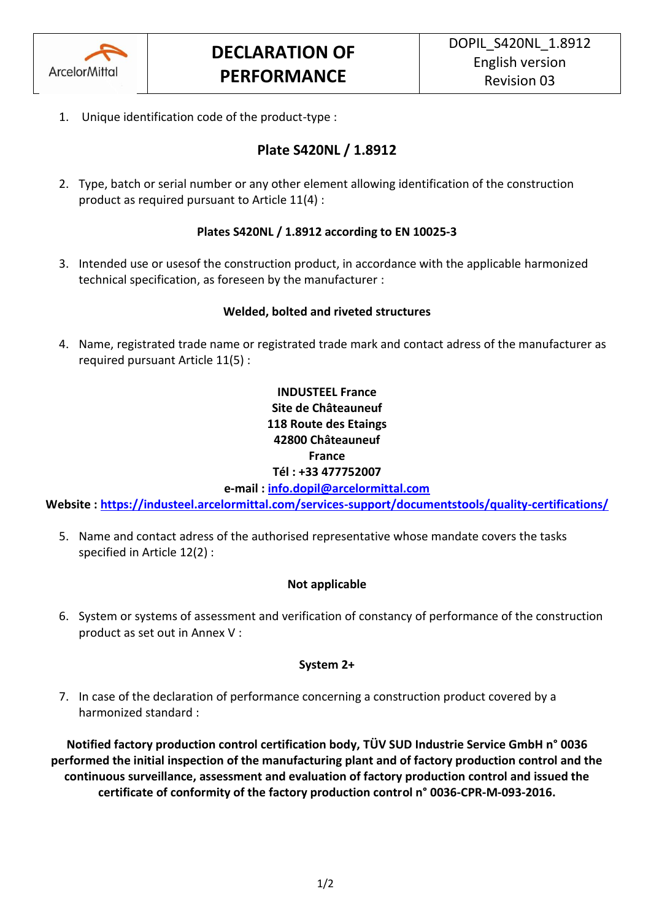| ArcelorMittal | **DECLARATION OF PERFORMANCE** | DOPIL_S420NL_1.8912<br>English version<br>Revision 03 |
|---|---|---|

1. Unique identification code of the product-type :

**Plate S420NL / 1.8912**

2. Type, batch or serial number or any other element allowing identification of the construction product as required pursuant to Article 11(4) :

**Plates S420NL / 1.8912 according to EN 10025-3**

3. Intended use or usesof the construction product, in accordance with the applicable harmonized technical specification, as foreseen by the manufacturer :

**Welded, bolted and riveted structures**

4. Name, registrated trade name or registrated trade mark and contact adress of the manufacturer as required pursuant Article 11(5) :

**INDUSTEEL France**
**Site de Châteauneuf**
**118 Route des Etaings**
**42800 Châteauneuf**
**France**
**Tél : +33 477752007**
**e-mail : info.dopil@arcelormittal.com**
**Website : https://industeel.arcelormittal.com/services-support/documentstools/quality-certifications/**

5. Name and contact adress of the authorised representative whose mandate covers the tasks specified in Article 12(2) :

**Not applicable**

6. System or systems of assessment and verification of constancy of performance of the construction product as set out in Annex V :

**System 2+**

7. In case of the declaration of performance concerning a construction product covered by a harmonized standard :

**Notified factory production control certification body, TÜV SUD Industrie Service GmbH n° 0036 performed the initial inspection of the manufacturing plant and of factory production control and the continuous surveillance, assessment and evaluation of factory production control and issued the certificate of conformity of the factory production control n° 0036-CPR-M-093-2016.**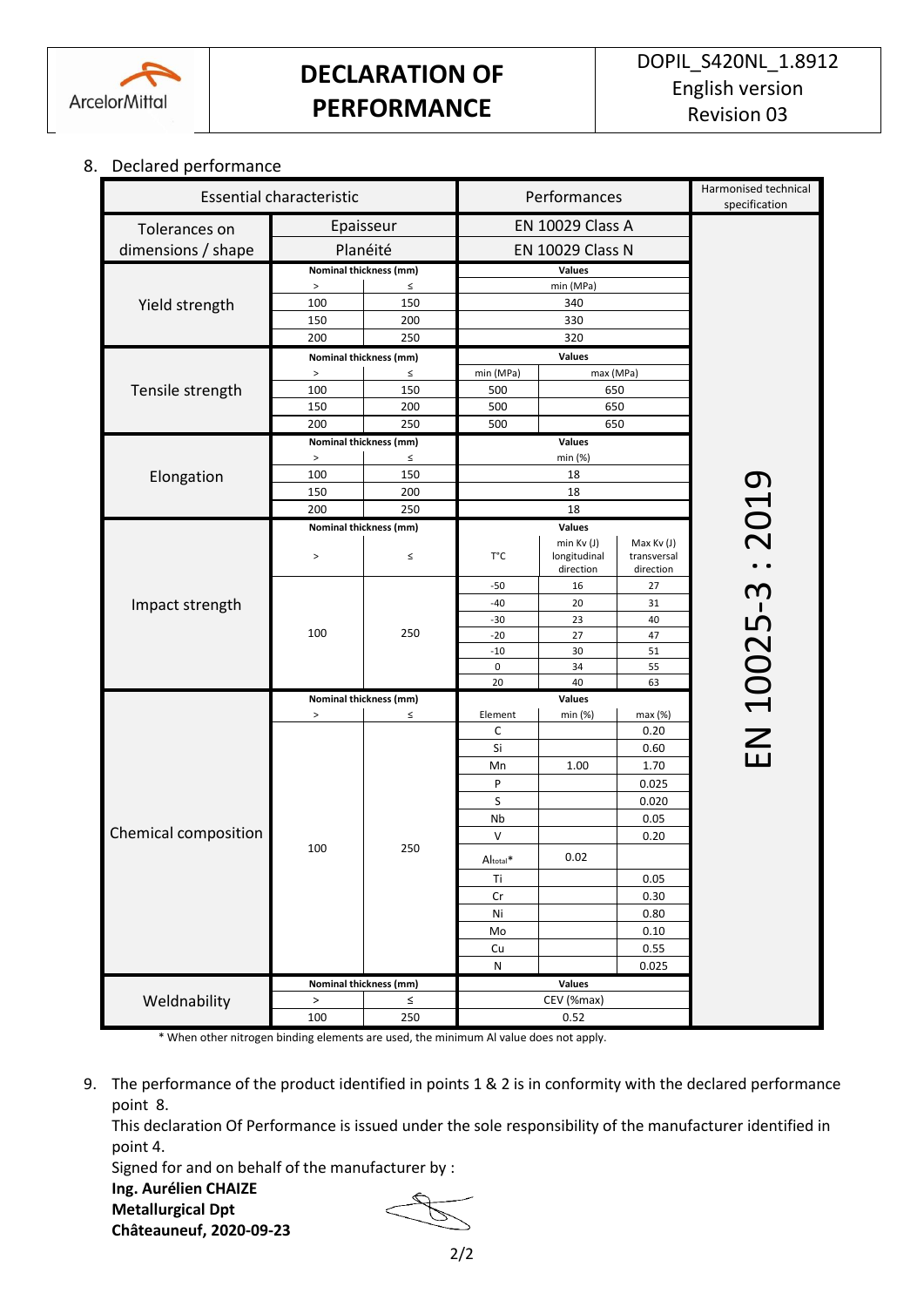8. Declared performance

| Essential characteristic | | | Performances | | | Harmonised technical specification |
|---|---|---|---|---|---|---|
| Tolerances on dimensions / shape | Epaisseur | | EN 10029 Class A | | | EN 10025-3 : 2019 |
| | Planéité | | EN 10029 Class N | | | |
| Yield strength | Nominal thickness (mm) | | Values | | | |
| | > | ≤ | min (MPa) | | | |
| | 100 | 150 | 340 | | | |
| | 150 | 200 | 330 | | | |
| | 200 | 250 | 320 | | | |
| Tensile strength | Nominal thickness (mm) | | Values | | | |
| | > | ≤ | min (MPa) | max (MPa) | | |
| | 100 | 150 | 500 | 650 | | |
| | 150 | 200 | 500 | 650 | | |
| | 200 | 250 | 500 | 650 | | |
| Elongation | Nominal thickness (mm) | | Values | | | |
| | > | ≤ | min (%) | | | |
| | 100 | 150 | 18 | | | |
| | 150 | 200 | 18 | | | |
| | 200 | 250 | 18 | | | |
| Impact strength | Nominal thickness (mm) | | Values | | | |
| | > | ≤ | T°C | min Kv (J) longitudinal direction | Max Kv (J) transversal direction | |
| | 100 | 250 | -50 | 16 | 27 | |
| | | | -40 | 20 | 31 | |
| | | | -30 | 23 | 40 | |
| | | | -20 | 27 | 47 | |
| | | | -10 | 30 | 51 | |
| | | | 0 | 34 | 55 | |
| | | | 20 | 40 | 63 | |
| Chemical composition | Nominal thickness (mm) | | Values | | | |
| | > | ≤ | Element | min (%) | max (%) | |
| | 100 | 250 | C | | 0.20 | |
| | | | Si | | 0.60 | |
| | | | Mn | 1.00 | 1.70 | |
| | | | P | | 0.025 | |
| | | | S | | 0.020 | |
| | | | Nb | | 0.05 | |
| | | | V | | 0.20 | |
| | | | $Al_{total}$* | 0.02 | | |
| | | | Ti | | 0.05 | |
| | | | Cr | | 0.30 | |
| | | | Ni | | 0.80 | |
| | | | Mo | | 0.10 | |
| | | | Cu | | 0.55 | |
| | | | N | | 0.025 | |
| Weldnability | Nominal thickness (mm) | | Values | | | |
| | > | ≤ | CEV (%max) | | | |
| | 100 | 250 | 0.52 | | | |

* When other nitrogen binding elements are used, the minimum Al value does not apply.

9. The performance of the product identified in points 1 & 2 is in conformity with the declared performance point 8.
   This declaration Of Performance is issued under the sole responsibility of the manufacturer identified in point 4.
   Signed for and on behalf of the manufacturer by :
   **Ing. Aurélien CHAIZE**
   **Metallurgical Dpt**
   **Châteauneuf, 2020-09-23**